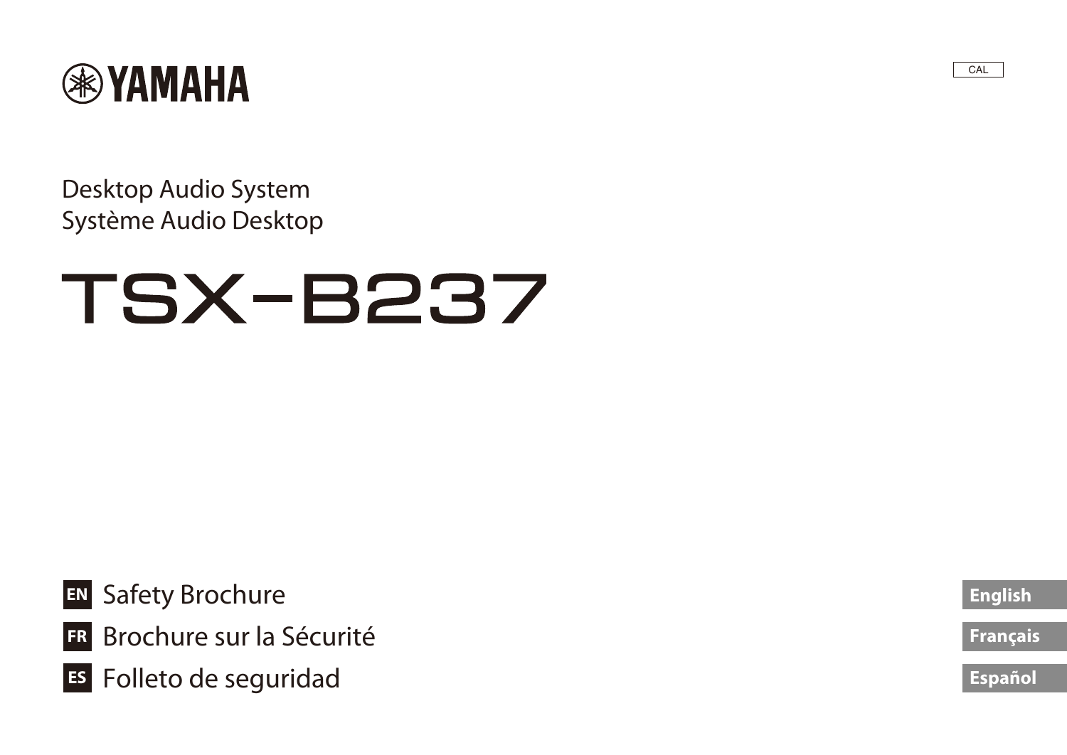YAMAHA

CAL

Desktop Audio System
Système Audio Desktop

# TSX-B237

**EN** Safety Brochure

**FR** Brochure sur la Sécurité

**ES** Folleto de seguridad

**English**

**Français**

**Español**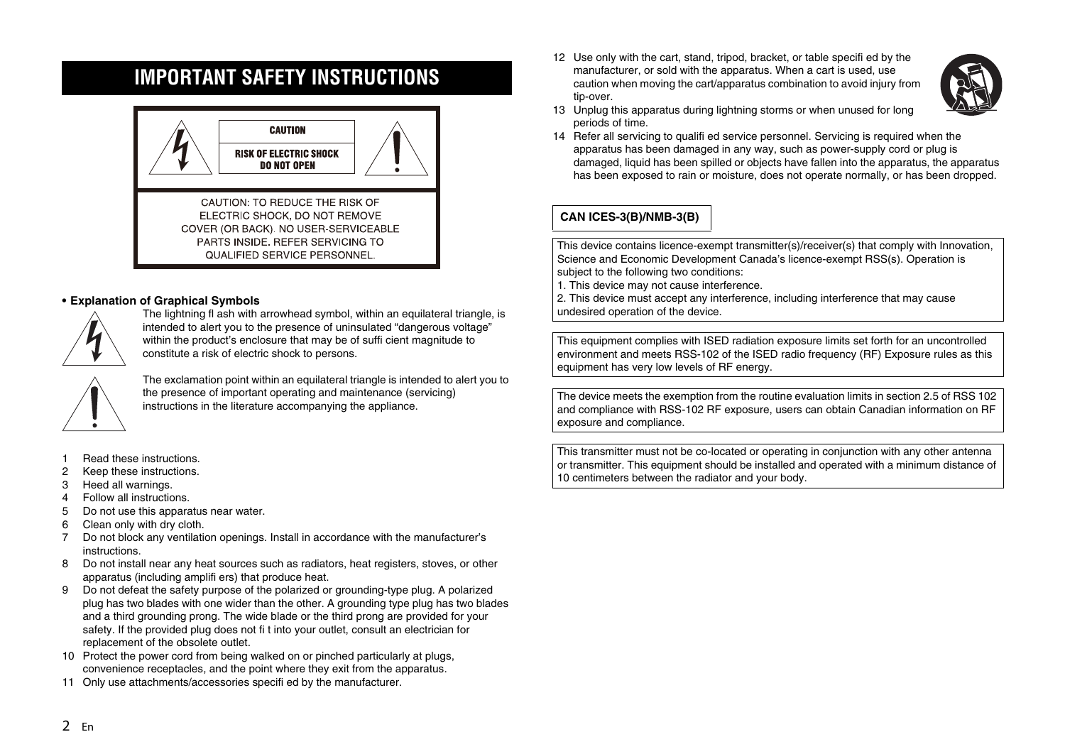# IMPORTANT SAFETY INSTRUCTIONS

CAUTION

RISK OF ELECTRIC SHOCK
DO NOT OPEN

CAUTION: TO REDUCE THE RISK OF ELECTRIC SHOCK, DO NOT REMOVE COVER (OR BACK). NO USER-SERVICEABLE PARTS INSIDE. REFER SERVICING TO QUALIFIED SERVICE PERSONNEL.

**• Explanation of Graphical Symbols**

The lightning fl ash with arrowhead symbol, within an equilateral triangle, is intended to alert you to the presence of uninsulated “dangerous voltage” within the product’s enclosure that may be of suffi cient magnitude to constitute a risk of electric shock to persons.

The exclamation point within an equilateral triangle is intended to alert you to the presence of important operating and maintenance (servicing) instructions in the literature accompanying the appliance.

1 Read these instructions.
2 Keep these instructions.
3 Heed all warnings.
4 Follow all instructions.
5 Do not use this apparatus near water.
6 Clean only with dry cloth.
7 Do not block any ventilation openings. Install in accordance with the manufacturer’s instructions.
8 Do not install near any heat sources such as radiators, heat registers, stoves, or other apparatus (including amplifi ers) that produce heat.
9 Do not defeat the safety purpose of the polarized or grounding-type plug. A polarized plug has two blades with one wider than the other. A grounding type plug has two blades and a third grounding prong. The wide blade or the third prong are provided for your safety. If the provided plug does not fi t into your outlet, consult an electrician for replacement of the obsolete outlet.
10 Protect the power cord from being walked on or pinched particularly at plugs, convenience receptacles, and the point where they exit from the apparatus.
11 Only use attachments/accessories specifi ed by the manufacturer.
12 Use only with the cart, stand, tripod, bracket, or table specifi ed by the manufacturer, or sold with the apparatus. When a cart is used, use caution when moving the cart/apparatus combination to avoid injury from tip-over.
13 Unplug this apparatus during lightning storms or when unused for long periods of time.
14 Refer all servicing to qualifi ed service personnel. Servicing is required when the apparatus has been damaged in any way, such as power-supply cord or plug is damaged, liquid has been spilled or objects have fallen into the apparatus, the apparatus has been exposed to rain or moisture, does not operate normally, or has been dropped.

**CAN ICES-3(B)/NMB-3(B)**

This device contains licence-exempt transmitter(s)/receiver(s) that comply with Innovation, Science and Economic Development Canada’s licence-exempt RSS(s). Operation is subject to the following two conditions:
1. This device may not cause interference.
2. This device must accept any interference, including interference that may cause undesired operation of the device.

This equipment complies with ISED radiation exposure limits set forth for an uncontrolled environment and meets RSS-102 of the ISED radio frequency (RF) Exposure rules as this equipment has very low levels of RF energy.

The device meets the exemption from the routine evaluation limits in section 2.5 of RSS 102 and compliance with RSS-102 RF exposure, users can obtain Canadian information on RF exposure and compliance.

This transmitter must not be co-located or operating in conjunction with any other antenna or transmitter. This equipment should be installed and operated with a minimum distance of 10 centimeters between the radiator and your body.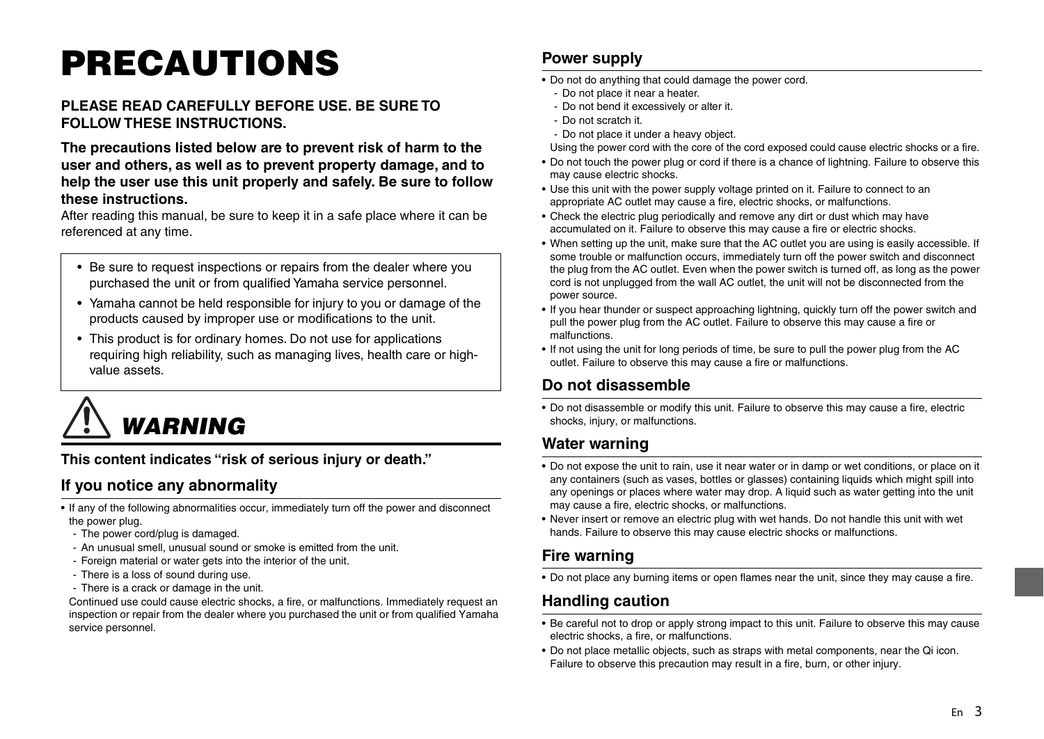# PRECAUTIONS

**PLEASE READ CAREFULLY BEFORE USE. BE SURE TO FOLLOW THESE INSTRUCTIONS.**

**The precautions listed below are to prevent risk of harm to the user and others, as well as to prevent property damage, and to help the user use this unit properly and safely. Be sure to follow these instructions.**

After reading this manual, be sure to keep it in a safe place where it can be referenced at any time.

- Be sure to request inspections or repairs from the dealer where you purchased the unit or from qualified Yamaha service personnel.
- Yamaha cannot be held responsible for injury to you or damage of the products caused by improper use or modifications to the unit.
- This product is for ordinary homes. Do not use for applications requiring high reliability, such as managing lives, health care or high-value assets.

## *WARNING*

**This content indicates "risk of serious injury or death."**

### If you notice any abnormality

- If any of the following abnormalities occur, immediately turn off the power and disconnect the power plug.
  - The power cord/plug is damaged.
  - An unusual smell, unusual sound or smoke is emitted from the unit.
  - Foreign material or water gets into the interior of the unit.
  - There is a loss of sound during use.
  - There is a crack or damage in the unit.

  Continued use could cause electric shocks, a fire, or malfunctions. Immediately request an inspection or repair from the dealer where you purchased the unit or from qualified Yamaha service personnel.

### Power supply

- Do not do anything that could damage the power cord.
  - Do not place it near a heater.
  - Do not bend it excessively or alter it.
  - Do not scratch it.
  - Do not place it under a heavy object.

  Using the power cord with the core of the cord exposed could cause electric shocks or a fire.
- Do not touch the power plug or cord if there is a chance of lightning. Failure to observe this may cause electric shocks.
- Use this unit with the power supply voltage printed on it. Failure to connect to an appropriate AC outlet may cause a fire, electric shocks, or malfunctions.
- Check the electric plug periodically and remove any dirt or dust which may have accumulated on it. Failure to observe this may cause a fire or electric shocks.
- When setting up the unit, make sure that the AC outlet you are using is easily accessible. If some trouble or malfunction occurs, immediately turn off the power switch and disconnect the plug from the AC outlet. Even when the power switch is turned off, as long as the power cord is not unplugged from the wall AC outlet, the unit will not be disconnected from the power source.
- If you hear thunder or suspect approaching lightning, quickly turn off the power switch and pull the power plug from the AC outlet. Failure to observe this may cause a fire or malfunctions.
- If not using the unit for long periods of time, be sure to pull the power plug from the AC outlet. Failure to observe this may cause a fire or malfunctions.

### Do not disassemble

- Do not disassemble or modify this unit. Failure to observe this may cause a fire, electric shocks, injury, or malfunctions.

### Water warning

- Do not expose the unit to rain, use it near water or in damp or wet conditions, or place on it any containers (such as vases, bottles or glasses) containing liquids which might spill into any openings or places where water may drop. A liquid such as water getting into the unit may cause a fire, electric shocks, or malfunctions.
- Never insert or remove an electric plug with wet hands. Do not handle this unit with wet hands. Failure to observe this may cause electric shocks or malfunctions.

### Fire warning

- Do not place any burning items or open flames near the unit, since they may cause a fire.

### Handling caution

- Be careful not to drop or apply strong impact to this unit. Failure to observe this may cause electric shocks, a fire, or malfunctions.
- Do not place metallic objects, such as straps with metal components, near the Qi icon. Failure to observe this precaution may result in a fire, burn, or other injury.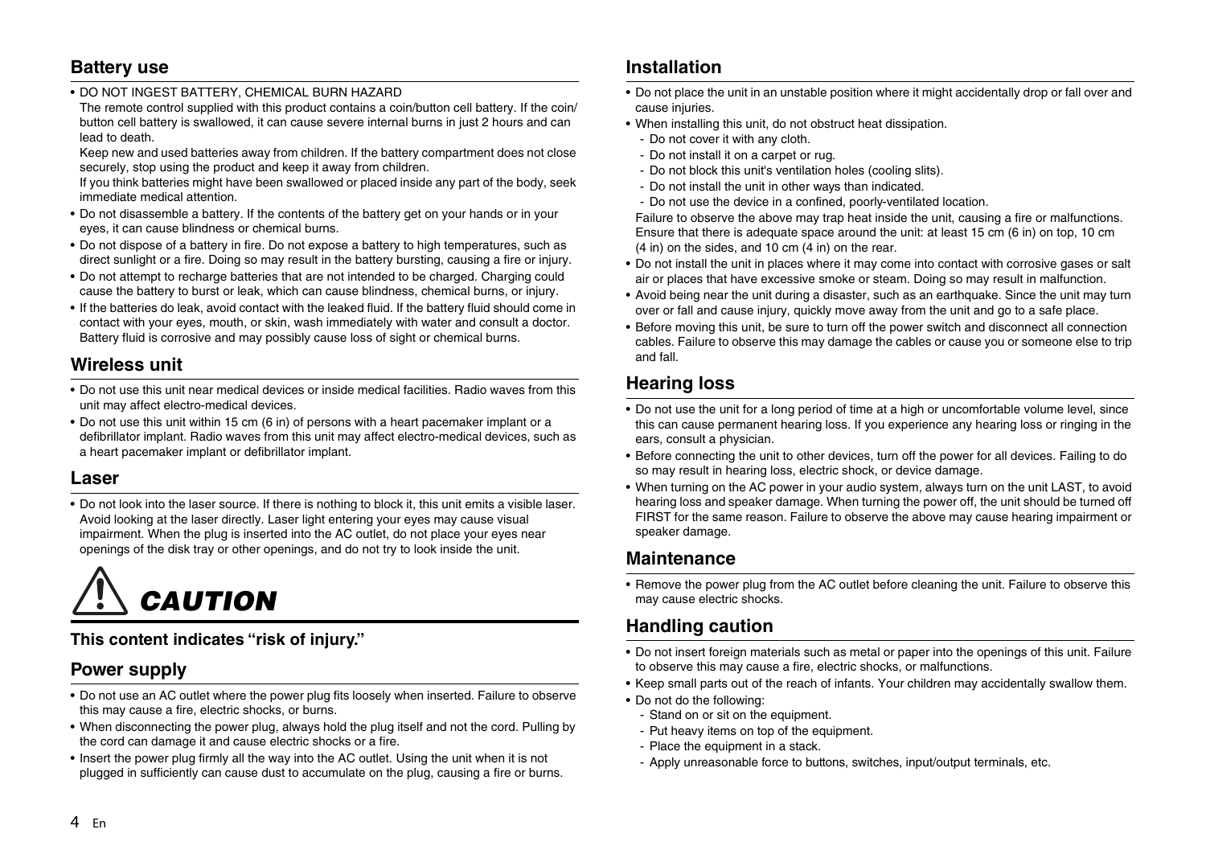## Battery use

- DO NOT INGEST BATTERY, CHEMICAL BURN HAZARD
  The remote control supplied with this product contains a coin/button cell battery. If the coin/button cell battery is swallowed, it can cause severe internal burns in just 2 hours and can lead to death.
  Keep new and used batteries away from children. If the battery compartment does not close securely, stop using the product and keep it away from children.
  If you think batteries might have been swallowed or placed inside any part of the body, seek immediate medical attention.
- Do not disassemble a battery. If the contents of the battery get on your hands or in your eyes, it can cause blindness or chemical burns.
- Do not dispose of a battery in fire. Do not expose a battery to high temperatures, such as direct sunlight or a fire. Doing so may result in the battery bursting, causing a fire or injury.
- Do not attempt to recharge batteries that are not intended to be charged. Charging could cause the battery to burst or leak, which can cause blindness, chemical burns, or injury.
- If the batteries do leak, avoid contact with the leaked fluid. If the battery fluid should come in contact with your eyes, mouth, or skin, wash immediately with water and consult a doctor. Battery fluid is corrosive and may possibly cause loss of sight or chemical burns.

## Wireless unit

- Do not use this unit near medical devices or inside medical facilities. Radio waves from this unit may affect electro-medical devices.
- Do not use this unit within 15 cm (6 in) of persons with a heart pacemaker implant or a defibrillator implant. Radio waves from this unit may affect electro-medical devices, such as a heart pacemaker implant or defibrillator implant.

## Laser

- Do not look into the laser source. If there is nothing to block it, this unit emits a visible laser. Avoid looking at the laser directly. Laser light entering your eyes may cause visual impairment. When the plug is inserted into the AC outlet, do not place your eyes near openings of the disk tray or other openings, and do not try to look inside the unit.

# *CAUTION*

**This content indicates “risk of injury.”**

## Power supply

- Do not use an AC outlet where the power plug fits loosely when inserted. Failure to observe this may cause a fire, electric shocks, or burns.
- When disconnecting the power plug, always hold the plug itself and not the cord. Pulling by the cord can damage it and cause electric shocks or a fire.
- Insert the power plug firmly all the way into the AC outlet. Using the unit when it is not plugged in sufficiently can cause dust to accumulate on the plug, causing a fire or burns.

## Installation

- Do not place the unit in an unstable position where it might accidentally drop or fall over and cause injuries.
- When installing this unit, do not obstruct heat dissipation.
  - Do not cover it with any cloth.
  - Do not install it on a carpet or rug.
  - Do not block this unit's ventilation holes (cooling slits).
  - Do not install the unit in other ways than indicated.
  - Do not use the device in a confined, poorly-ventilated location.

  Failure to observe the above may trap heat inside the unit, causing a fire or malfunctions. Ensure that there is adequate space around the unit: at least 15 cm (6 in) on top, 10 cm (4 in) on the sides, and 10 cm (4 in) on the rear.
- Do not install the unit in places where it may come into contact with corrosive gases or salt air or places that have excessive smoke or steam. Doing so may result in malfunction.
- Avoid being near the unit during a disaster, such as an earthquake. Since the unit may turn over or fall and cause injury, quickly move away from the unit and go to a safe place.
- Before moving this unit, be sure to turn off the power switch and disconnect all connection cables. Failure to observe this may damage the cables or cause you or someone else to trip and fall.

## Hearing loss

- Do not use the unit for a long period of time at a high or uncomfortable volume level, since this can cause permanent hearing loss. If you experience any hearing loss or ringing in the ears, consult a physician.
- Before connecting the unit to other devices, turn off the power for all devices. Failing to do so may result in hearing loss, electric shock, or device damage.
- When turning on the AC power in your audio system, always turn on the unit LAST, to avoid hearing loss and speaker damage. When turning the power off, the unit should be turned off FIRST for the same reason. Failure to observe the above may cause hearing impairment or speaker damage.

## Maintenance

- Remove the power plug from the AC outlet before cleaning the unit. Failure to observe this may cause electric shocks.

## Handling caution

- Do not insert foreign materials such as metal or paper into the openings of this unit. Failure to observe this may cause a fire, electric shocks, or malfunctions.
- Keep small parts out of the reach of infants. Your children may accidentally swallow them.
- Do not do the following:
  - Stand on or sit on the equipment.
  - Put heavy items on top of the equipment.
  - Place the equipment in a stack.
  - Apply unreasonable force to buttons, switches, input/output terminals, etc.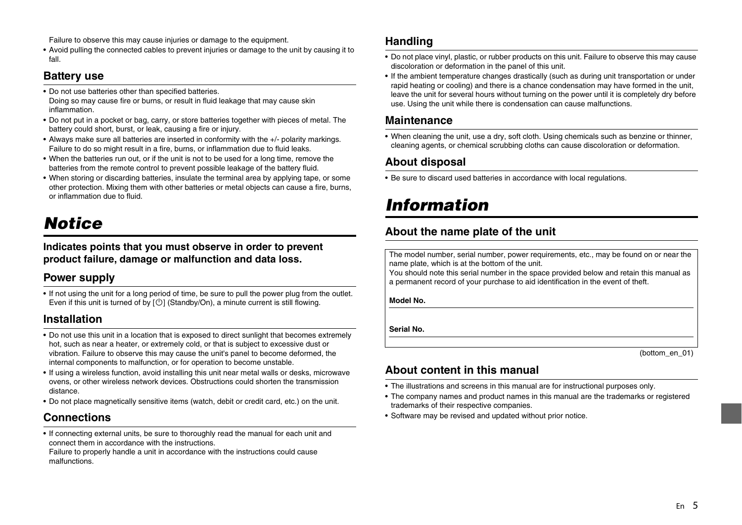Failure to observe this may cause injuries or damage to the equipment.

- Avoid pulling the connected cables to prevent injuries or damage to the unit by causing it to fall.

### Battery use

- Do not use batteries other than specified batteries.
  Doing so may cause fire or burns, or result in fluid leakage that may cause skin inflammation.
- Do not put in a pocket or bag, carry, or store batteries together with pieces of metal. The battery could short, burst, or leak, causing a fire or injury.
- Always make sure all batteries are inserted in conformity with the +/- polarity markings. Failure to do so might result in a fire, burns, or inflammation due to fluid leaks.
- When the batteries run out, or if the unit is not to be used for a long time, remove the batteries from the remote control to prevent possible leakage of the battery fluid.
- When storing or discarding batteries, insulate the terminal area by applying tape, or some other protection. Mixing them with other batteries or metal objects can cause a fire, burns, or inflammation due to fluid.

# *Notice*

**Indicates points that you must observe in order to prevent product failure, damage or malfunction and data loss.**

### Power supply

- If not using the unit for a long period of time, be sure to pull the power plug from the outlet. Even if this unit is turned of by [⏻] (Standby/On), a minute current is still flowing.

### Installation

- Do not use this unit in a location that is exposed to direct sunlight that becomes extremely hot, such as near a heater, or extremely cold, or that is subject to excessive dust or vibration. Failure to observe this may cause the unit's panel to become deformed, the internal components to malfunction, or for operation to become unstable.
- If using a wireless function, avoid installing this unit near metal walls or desks, microwave ovens, or other wireless network devices. Obstructions could shorten the transmission distance.
- Do not place magnetically sensitive items (watch, debit or credit card, etc.) on the unit.

### Connections

- If connecting external units, be sure to thoroughly read the manual for each unit and connect them in accordance with the instructions.
  Failure to properly handle a unit in accordance with the instructions could cause malfunctions.

### Handling

- Do not place vinyl, plastic, or rubber products on this unit. Failure to observe this may cause discoloration or deformation in the panel of this unit.
- If the ambient temperature changes drastically (such as during unit transportation or under rapid heating or cooling) and there is a chance condensation may have formed in the unit, leave the unit for several hours without turning on the power until it is completely dry before use. Using the unit while there is condensation can cause malfunctions.

### Maintenance

- When cleaning the unit, use a dry, soft cloth. Using chemicals such as benzine or thinner, cleaning agents, or chemical scrubbing cloths can cause discoloration or deformation.

### About disposal

- Be sure to discard used batteries in accordance with local regulations.

# *Information*

### About the name plate of the unit

The model number, serial number, power requirements, etc., may be found on or near the name plate, which is at the bottom of the unit.
You should note this serial number in the space provided below and retain this manual as a permanent record of your purchase to aid identification in the event of theft.

**Model No.**

**Serial No.**

(bottom_en_01)

### About content in this manual

- The illustrations and screens in this manual are for instructional purposes only.
- The company names and product names in this manual are the trademarks or registered trademarks of their respective companies.
- Software may be revised and updated without prior notice.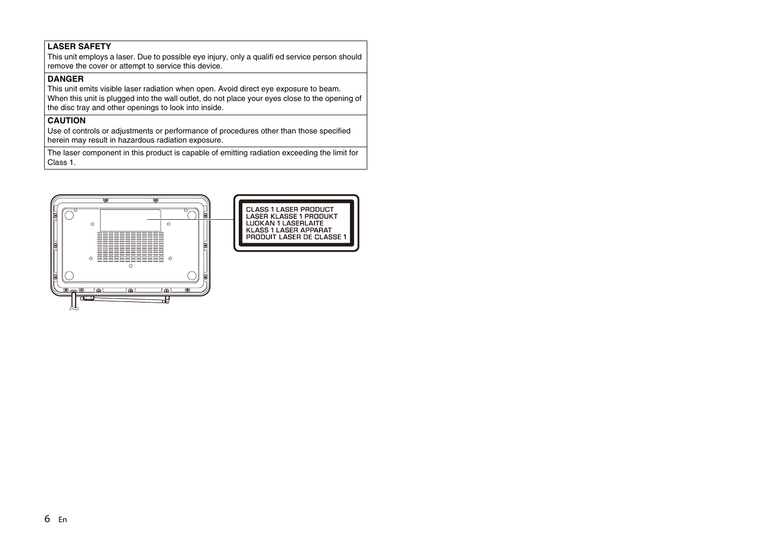**LASER SAFETY**

This unit employs a laser. Due to possible eye injury, only a qualifi ed service person should remove the cover or attempt to service this device.

**DANGER**

This unit emits visible laser radiation when open. Avoid direct eye exposure to beam.
When this unit is plugged into the wall outlet, do not place your eyes close to the opening of the disc tray and other openings to look into inside.

**CAUTION**

Use of controls or adjustments or performance of procedures other than those specified herein may result in hazardous radiation exposure.

The laser component in this product is capable of emitting radiation exceeding the limit for Class 1.

CLASS 1 LASER PRODUCT
LASER KLASSE 1 PRODUKT
LUOKAN 1 LASERLAITE
KLASS 1 LASER APPARAT
PRODUIT LASER DE CLASSE 1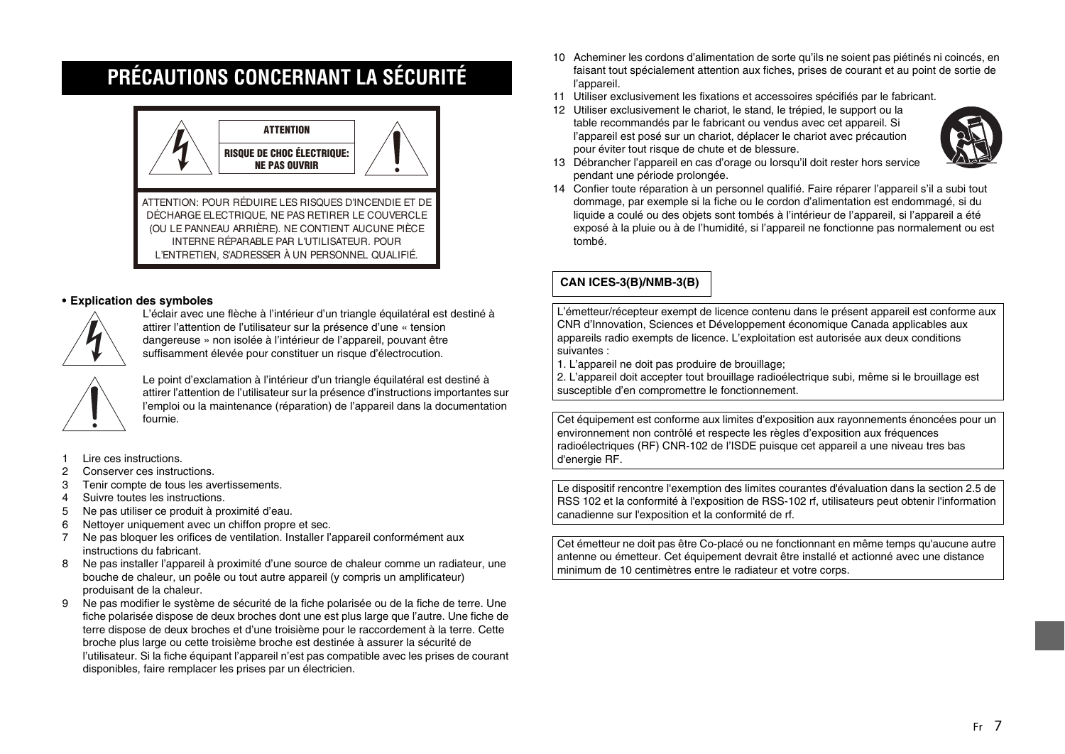# PRÉCAUTIONS CONCERNANT LA SÉCURITÉ

**ATTENTION**

**RISQUE DE CHOC ÉLECTRIQUE: NE PAS OUVRIR**

ATTENTION: POUR RÉDUIRE LES RISQUES D'INCENDIE ET DE DÉCHARGE ELECTRIQUE, NE PAS RETIRER LE COUVERCLE (OU LE PANNEAU ARRIÈRE). NE CONTIENT AUCUNE PIÈCE INTERNE RÉPARABLE PAR L'UTILISATEUR. POUR L'ENTRETIEN, S'ADRESSER À UN PERSONNEL QUALIFIÉ.

- **Explication des symboles**

L'éclair avec une flèche à l'intérieur d'un triangle équilatéral est destiné à attirer l'attention de l'utilisateur sur la présence d'une « tension dangereuse » non isolée à l'intérieur de l'appareil, pouvant être suffisamment élevée pour constituer un risque d'électrocution.

Le point d'exclamation à l'intérieur d'un triangle équilatéral est destiné à attirer l'attention de l'utilisateur sur la présence d'instructions importantes sur l'emploi ou la maintenance (réparation) de l'appareil dans la documentation fournie.

1. Lire ces instructions.
2. Conserver ces instructions.
3. Tenir compte de tous les avertissements.
4. Suivre toutes les instructions.
5. Ne pas utiliser ce produit à proximité d'eau.
6. Nettoyer uniquement avec un chiffon propre et sec.
7. Ne pas bloquer les orifices de ventilation. Installer l'appareil conformément aux instructions du fabricant.
8. Ne pas installer l'appareil à proximité d'une source de chaleur comme un radiateur, une bouche de chaleur, un poêle ou tout autre appareil (y compris un amplificateur) produisant de la chaleur.
9. Ne pas modifier le système de sécurité de la fiche polarisée ou de la fiche de terre. Une fiche polarisée dispose de deux broches dont une est plus large que l'autre. Une fiche de terre dispose de deux broches et d'une troisième pour le raccordement à la terre. Cette broche plus large ou cette troisième broche est destinée à assurer la sécurité de l'utilisateur. Si la fiche équipant l'appareil n'est pas compatible avec les prises de courant disponibles, faire remplacer les prises par un électricien.
10. Acheminer les cordons d'alimentation de sorte qu'ils ne soient pas piétinés ni coincés, en faisant tout spécialement attention aux fiches, prises de courant et au point de sortie de l'appareil.
11. Utiliser exclusivement les fixations et accessoires spécifiés par le fabricant.
12. Utiliser exclusivement le chariot, le stand, le trépied, le support ou la table recommandés par le fabricant ou vendus avec cet appareil. Si l'appareil est posé sur un chariot, déplacer le chariot avec précaution pour éviter tout risque de chute et de blessure.
13. Débrancher l'appareil en cas d'orage ou lorsqu'il doit rester hors service pendant une période prolongée.
14. Confier toute réparation à un personnel qualifié. Faire réparer l'appareil s'il a subi tout dommage, par exemple si la fiche ou le cordon d'alimentation est endommagé, si du liquide a coulé ou des objets sont tombés à l'intérieur de l'appareil, si l'appareil a été exposé à la pluie ou à de l'humidité, si l'appareil ne fonctionne pas normalement ou est tombé.

**CAN ICES-3(B)/NMB-3(B)**

L'émetteur/récepteur exempt de licence contenu dans le présent appareil est conforme aux CNR d'Innovation, Sciences et Développement économique Canada applicables aux appareils radio exempts de licence. L'exploitation est autorisée aux deux conditions suivantes :
1. L'appareil ne doit pas produire de brouillage;
2. L'appareil doit accepter tout brouillage radioélectrique subi, même si le brouillage est susceptible d'en compromettre le fonctionnement.

Cet équipement est conforme aux limites d'exposition aux rayonnements énoncées pour un environnement non contrôlé et respecte les règles d'exposition aux fréquences radioélectriques (RF) CNR-102 de l'ISDE puisque cet appareil a une niveau tres bas d'energie RF.

Le dispositif rencontre l'exemption des limites courantes d'évaluation dans la section 2.5 de RSS 102 et la conformité à l'exposition de RSS-102 rf, utilisateurs peut obtenir l'information canadienne sur l'exposition et la conformité de rf.

Cet émetteur ne doit pas être Co-placé ou ne fonctionnant en même temps qu'aucune autre antenne ou émetteur. Cet équipement devrait être installé et actionné avec une distance minimum de 10 centimètres entre le radiateur et votre corps.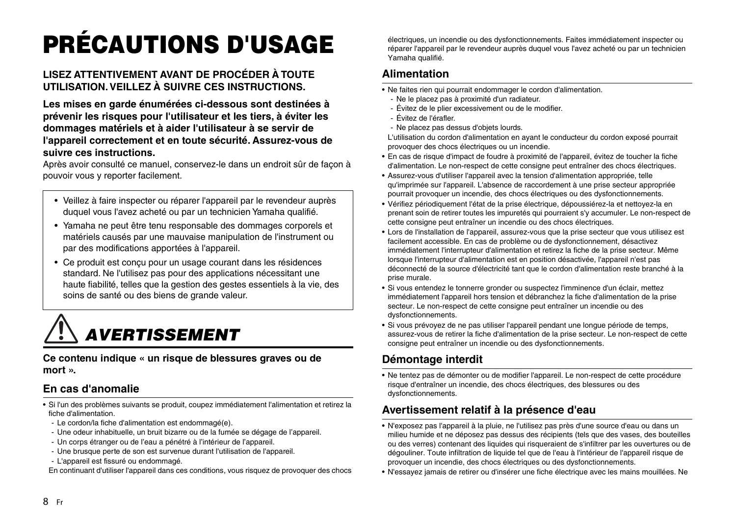# PRÉCAUTIONS D'USAGE

**LISEZ ATTENTIVEMENT AVANT DE PROCÉDER À TOUTE UTILISATION. VEILLEZ À SUIVRE CES INSTRUCTIONS.**

**Les mises en garde énumérées ci-dessous sont destinées à prévenir les risques pour l'utilisateur et les tiers, à éviter les dommages matériels et à aider l'utilisateur à se servir de l'appareil correctement et en toute sécurité. Assurez-vous de suivre ces instructions.**

Après avoir consulté ce manuel, conservez-le dans un endroit sûr de façon à pouvoir vous y reporter facilement.

- Veillez à faire inspecter ou réparer l'appareil par le revendeur auprès duquel vous l'avez acheté ou par un technicien Yamaha qualifié.
- Yamaha ne peut être tenu responsable des dommages corporels et matériels causés par une mauvaise manipulation de l'instrument ou par des modifications apportées à l'appareil.
- Ce produit est conçu pour un usage courant dans les résidences standard. Ne l'utilisez pas pour des applications nécessitant une haute fiabilité, telles que la gestion des gestes essentiels à la vie, des soins de santé ou des biens de grande valeur.

## *AVERTISSEMENT*

**Ce contenu indique « un risque de blessures graves ou de mort ».**

### En cas d'anomalie

- Si l'un des problèmes suivants se produit, coupez immédiatement l'alimentation et retirez la fiche d'alimentation.
  - Le cordon/la fiche d'alimentation est endommagé(e).
  - Une odeur inhabituelle, un bruit bizarre ou de la fumée se dégage de l'appareil.
  - Un corps étranger ou de l'eau a pénétré à l'intérieur de l'appareil.
  - Une brusque perte de son est survenue durant l'utilisation de l'appareil.
  - L'appareil est fissuré ou endommagé.

  En continuant d'utiliser l'appareil dans ces conditions, vous risquez de provoquer des chocs électriques, un incendie ou des dysfonctionnements. Faites immédiatement inspecter ou réparer l'appareil par le revendeur auprès duquel vous l'avez acheté ou par un technicien Yamaha qualifié.

### Alimentation

- Ne faites rien qui pourrait endommager le cordon d'alimentation.
  - Ne le placez pas à proximité d'un radiateur.
  - Évitez de le plier excessivement ou de le modifier.
  - Évitez de l'érafler.
  - Ne placez pas dessus d'objets lourds.

  L'utilisation du cordon d'alimentation en ayant le conducteur du cordon exposé pourrait provoquer des chocs électriques ou un incendie.
- En cas de risque d'impact de foudre à proximité de l'appareil, évitez de toucher la fiche d'alimentation. Le non-respect de cette consigne peut entraîner des chocs électriques.
- Assurez-vous d'utiliser l'appareil avec la tension d'alimentation appropriée, telle qu'imprimée sur l'appareil. L'absence de raccordement à une prise secteur appropriée pourrait provoquer un incendie, des chocs électriques ou des dysfonctionnements.
- Vérifiez périodiquement l'état de la prise électrique, dépoussiérez-la et nettoyez-la en prenant soin de retirer toutes les impuretés qui pourraient s'y accumuler. Le non-respect de cette consigne peut entraîner un incendie ou des chocs électriques.
- Lors de l'installation de l'appareil, assurez-vous que la prise secteur que vous utilisez est facilement accessible. En cas de problème ou de dysfonctionnement, désactivez immédiatement l'interrupteur d'alimentation et retirez la fiche de la prise secteur. Même lorsque l'interrupteur d'alimentation est en position désactivée, l'appareil n'est pas déconnecté de la source d'électricité tant que le cordon d'alimentation reste branché à la prise murale.
- Si vous entendez le tonnerre gronder ou suspectez l'imminence d'un éclair, mettez immédiatement l'appareil hors tension et débranchez la fiche d'alimentation de la prise secteur. Le non-respect de cette consigne peut entraîner un incendie ou des dysfonctionnements.
- Si vous prévoyez de ne pas utiliser l'appareil pendant une longue période de temps, assurez-vous de retirer la fiche d'alimentation de la prise secteur. Le non-respect de cette consigne peut entraîner un incendie ou des dysfonctionnements.

### Démontage interdit

- Ne tentez pas de démonter ou de modifier l'appareil. Le non-respect de cette procédure risque d'entraîner un incendie, des chocs électriques, des blessures ou des dysfonctionnements.

### Avertissement relatif à la présence d'eau

- N'exposez pas l'appareil à la pluie, ne l'utilisez pas près d'une source d'eau ou dans un milieu humide et ne déposez pas dessus des récipients (tels que des vases, des bouteilles ou des verres) contenant des liquides qui risqueraient de s'infiltrer par les ouvertures ou de dégouliner. Toute infiltration de liquide tel que de l'eau à l'intérieur de l'appareil risque de provoquer un incendie, des chocs électriques ou des dysfonctionnements.
- N'essayez jamais de retirer ou d'insérer une fiche électrique avec les mains mouillées. Ne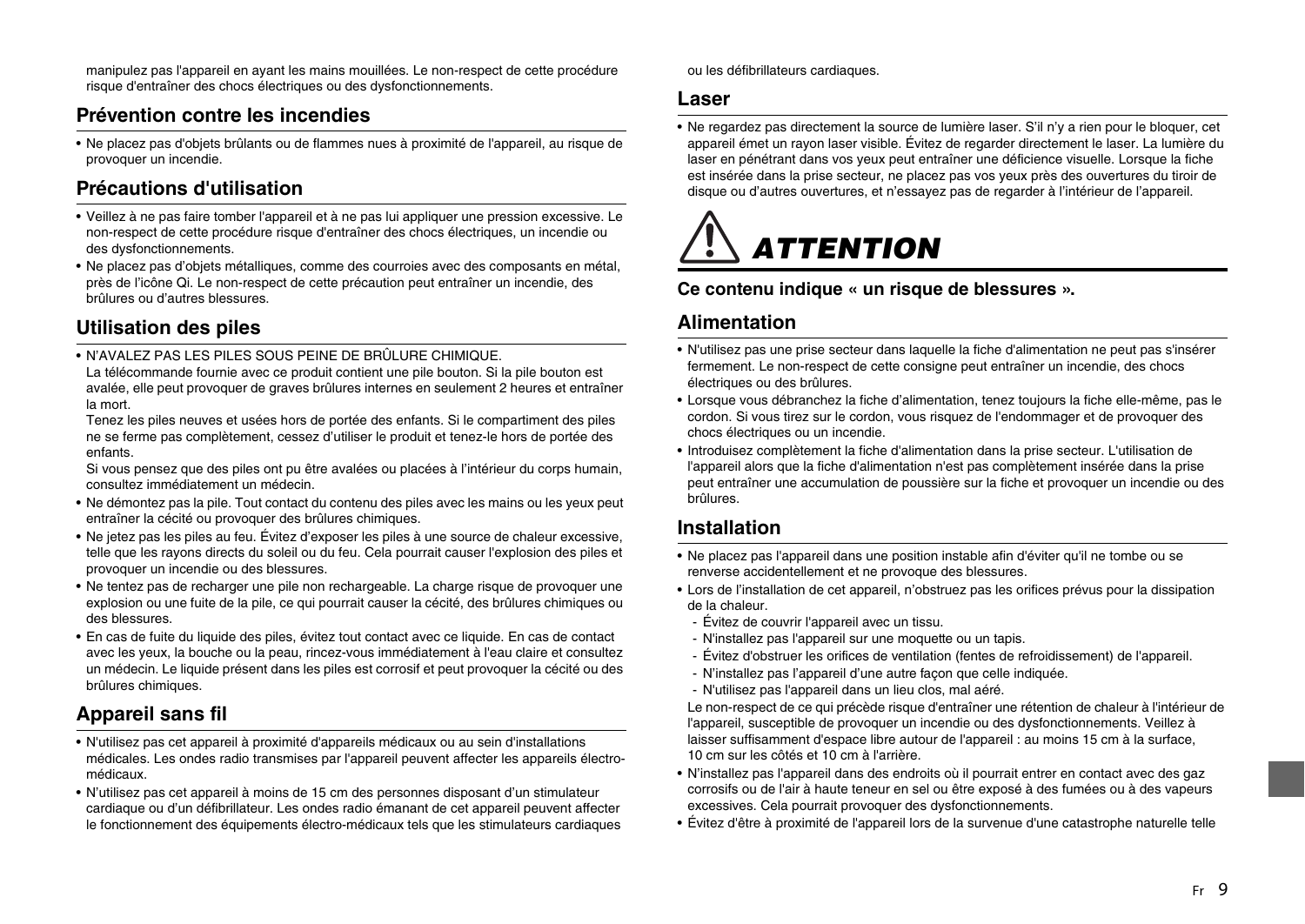manipulez pas l'appareil en ayant les mains mouillées. Le non-respect de cette procédure risque d'entraîner des chocs électriques ou des dysfonctionnements.

## Prévention contre les incendies

- Ne placez pas d'objets brûlants ou de flammes nues à proximité de l'appareil, au risque de provoquer un incendie.

## Précautions d'utilisation

- Veillez à ne pas faire tomber l'appareil et à ne pas lui appliquer une pression excessive. Le non-respect de cette procédure risque d'entraîner des chocs électriques, un incendie ou des dysfonctionnements.
- Ne placez pas d'objets métalliques, comme des courroies avec des composants en métal, près de l'icône Qi. Le non-respect de cette précaution peut entraîner un incendie, des brûlures ou d'autres blessures.

## Utilisation des piles

- N'AVALEZ PAS LES PILES SOUS PEINE DE BRÛLURE CHIMIQUE.
  La télécommande fournie avec ce produit contient une pile bouton. Si la pile bouton est avalée, elle peut provoquer de graves brûlures internes en seulement 2 heures et entraîner la mort.
  Tenez les piles neuves et usées hors de portée des enfants. Si le compartiment des piles ne se ferme pas complètement, cessez d'utiliser le produit et tenez-le hors de portée des enfants.
  Si vous pensez que des piles ont pu être avalées ou placées à l'intérieur du corps humain, consultez immédiatement un médecin.
- Ne démontez pas la pile. Tout contact du contenu des piles avec les mains ou les yeux peut entraîner la cécité ou provoquer des brûlures chimiques.
- Ne jetez pas les piles au feu. Évitez d'exposer les piles à une source de chaleur excessive, telle que les rayons directs du soleil ou du feu. Cela pourrait causer l'explosion des piles et provoquer un incendie ou des blessures.
- Ne tentez pas de recharger une pile non rechargeable. La charge risque de provoquer une explosion ou une fuite de la pile, ce qui pourrait causer la cécité, des brûlures chimiques ou des blessures.
- En cas de fuite du liquide des piles, évitez tout contact avec ce liquide. En cas de contact avec les yeux, la bouche ou la peau, rincez-vous immédiatement à l'eau claire et consultez un médecin. Le liquide présent dans les piles est corrosif et peut provoquer la cécité ou des brûlures chimiques.

## Appareil sans fil

- N'utilisez pas cet appareil à proximité d'appareils médicaux ou au sein d'installations médicales. Les ondes radio transmises par l'appareil peuvent affecter les appareils électro-médicaux.
- N'utilisez pas cet appareil à moins de 15 cm des personnes disposant d'un stimulateur cardiaque ou d'un défibrillateur. Les ondes radio émanant de cet appareil peuvent affecter le fonctionnement des équipements électro-médicaux tels que les stimulateurs cardiaques ou les défibrillateurs cardiaques.

## Laser

- Ne regardez pas directement la source de lumière laser. S'il n'y a rien pour le bloquer, cet appareil émet un rayon laser visible. Évitez de regarder directement le laser. La lumière du laser en pénétrant dans vos yeux peut entraîner une déficience visuelle. Lorsque la fiche est insérée dans la prise secteur, ne placez pas vos yeux près des ouvertures du tiroir de disque ou d'autres ouvertures, et n'essayez pas de regarder à l'intérieur de l'appareil.

# ⚠ *ATTENTION*

**Ce contenu indique « un risque de blessures ».**

## Alimentation

- N'utilisez pas une prise secteur dans laquelle la fiche d'alimentation ne peut pas s'insérer fermement. Le non-respect de cette consigne peut entraîner un incendie, des chocs électriques ou des brûlures.
- Lorsque vous débranchez la fiche d'alimentation, tenez toujours la fiche elle-même, pas le cordon. Si vous tirez sur le cordon, vous risquez de l'endommager et de provoquer des chocs électriques ou un incendie.
- Introduisez complètement la fiche d'alimentation dans la prise secteur. L'utilisation de l'appareil alors que la fiche d'alimentation n'est pas complètement insérée dans la prise peut entraîner une accumulation de poussière sur la fiche et provoquer un incendie ou des brûlures.

## Installation

- Ne placez pas l'appareil dans une position instable afin d'éviter qu'il ne tombe ou se renverse accidentellement et ne provoque des blessures.
- Lors de l'installation de cet appareil, n'obstruez pas les orifices prévus pour la dissipation de la chaleur.
  - Évitez de couvrir l'appareil avec un tissu.
  - N'installez pas l'appareil sur une moquette ou un tapis.
  - Évitez d'obstruer les orifices de ventilation (fentes de refroidissement) de l'appareil.
  - N'installez pas l'appareil d'une autre façon que celle indiquée.
  - N'utilisez pas l'appareil dans un lieu clos, mal aéré.

  Le non-respect de ce qui précède risque d'entraîner une rétention de chaleur à l'intérieur de l'appareil, susceptible de provoquer un incendie ou des dysfonctionnements. Veillez à laisser suffisamment d'espace libre autour de l'appareil : au moins 15 cm à la surface, 10 cm sur les côtés et 10 cm à l'arrière.
- N'installez pas l'appareil dans des endroits où il pourrait entrer en contact avec des gaz corrosifs ou de l'air à haute teneur en sel ou être exposé à des fumées ou à des vapeurs excessives. Cela pourrait provoquer des dysfonctionnements.
- Évitez d'être à proximité de l'appareil lors de la survenue d'une catastrophe naturelle telle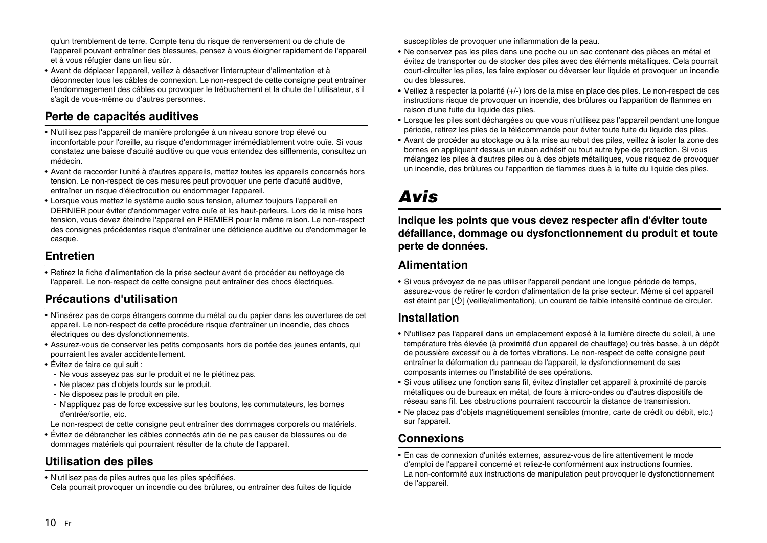qu'un tremblement de terre. Compte tenu du risque de renversement ou de chute de l'appareil pouvant entraîner des blessures, pensez à vous éloigner rapidement de l'appareil et à vous réfugier dans un lieu sûr.

- Avant de déplacer l'appareil, veillez à désactiver l'interrupteur d'alimentation et à déconnecter tous les câbles de connexion. Le non-respect de cette consigne peut entraîner l'endommagement des câbles ou provoquer le trébuchement et la chute de l'utilisateur, s'il s'agit de vous-même ou d'autres personnes.

## Perte de capacités auditives

- N'utilisez pas l'appareil de manière prolongée à un niveau sonore trop élevé ou inconfortable pour l'oreille, au risque d'endommager irrémédiablement votre ouïe. Si vous constatez une baisse d'acuité auditive ou que vous entendez des sifflements, consultez un médecin.
- Avant de raccorder l'unité à d'autres appareils, mettez toutes les appareils concernés hors tension. Le non-respect de ces mesures peut provoquer une perte d'acuité auditive, entraîner un risque d'électrocution ou endommager l'appareil.
- Lorsque vous mettez le système audio sous tension, allumez toujours l'appareil en DERNIER pour éviter d'endommager votre ouïe et les haut-parleurs. Lors de la mise hors tension, vous devez éteindre l'appareil en PREMIER pour la même raison. Le non-respect des consignes précédentes risque d'entraîner une déficience auditive ou d'endommager le casque.

## Entretien

- Retirez la fiche d'alimentation de la prise secteur avant de procéder au nettoyage de l'appareil. Le non-respect de cette consigne peut entraîner des chocs électriques.

## Précautions d'utilisation

- N'insérez pas de corps étrangers comme du métal ou du papier dans les ouvertures de cet appareil. Le non-respect de cette procédure risque d'entraîner un incendie, des chocs électriques ou des dysfonctionnements.
- Assurez-vous de conserver les petits composants hors de portée des jeunes enfants, qui pourraient les avaler accidentellement.
- Évitez de faire ce qui suit :
  - Ne vous asseyez pas sur le produit et ne le piétinez pas.
  - Ne placez pas d'objets lourds sur le produit.
  - Ne disposez pas le produit en pile.
  - N'appliquez pas de force excessive sur les boutons, les commutateurs, les bornes d'entrée/sortie, etc.

  Le non-respect de cette consigne peut entraîner des dommages corporels ou matériels.
- Évitez de débrancher les câbles connectés afin de ne pas causer de blessures ou de dommages matériels qui pourraient résulter de la chute de l'appareil.

## Utilisation des piles

- N'utilisez pas de piles autres que les piles spécifiées.
  Cela pourrait provoquer un incendie ou des brûlures, ou entraîner des fuites de liquide susceptibles de provoquer une inflammation de la peau.
- Ne conservez pas les piles dans une poche ou un sac contenant des pièces en métal et évitez de transporter ou de stocker des piles avec des éléments métalliques. Cela pourrait court-circuiter les piles, les faire exploser ou déverser leur liquide et provoquer un incendie ou des blessures.
- Veillez à respecter la polarité (+/-) lors de la mise en place des piles. Le non-respect de ces instructions risque de provoquer un incendie, des brûlures ou l'apparition de flammes en raison d'une fuite du liquide des piles.
- Lorsque les piles sont déchargées ou que vous n'utilisez pas l'appareil pendant une longue période, retirez les piles de la télécommande pour éviter toute fuite du liquide des piles.
- Avant de procéder au stockage ou à la mise au rebut des piles, veillez à isoler la zone des bornes en appliquant dessus un ruban adhésif ou tout autre type de protection. Si vous mélangez les piles à d'autres piles ou à des objets métalliques, vous risquez de provoquer un incendie, des brûlures ou l'apparition de flammes dues à la fuite du liquide des piles.

# *Avis*

**Indique les points que vous devez respecter afin d'éviter toute défaillance, dommage ou dysfonctionnement du produit et toute perte de données.**

## Alimentation

- Si vous prévoyez de ne pas utiliser l'appareil pendant une longue période de temps, assurez-vous de retirer le cordon d'alimentation de la prise secteur. Même si cet appareil est éteint par [⏻] (veille/alimentation), un courant de faible intensité continue de circuler.

## Installation

- N'utilisez pas l'appareil dans un emplacement exposé à la lumière directe du soleil, à une température très élevée (à proximité d'un appareil de chauffage) ou très basse, à un dépôt de poussière excessif ou à de fortes vibrations. Le non-respect de cette consigne peut entraîner la déformation du panneau de l'appareil, le dysfonctionnement de ses composants internes ou l'instabilité de ses opérations.
- Si vous utilisez une fonction sans fil, évitez d'installer cet appareil à proximité de parois métalliques ou de bureaux en métal, de fours à micro-ondes ou d'autres dispositifs de réseau sans fil. Les obstructions pourraient raccourcir la distance de transmission.
- Ne placez pas d'objets magnétiquement sensibles (montre, carte de crédit ou débit, etc.) sur l'appareil.

## Connexions

- En cas de connexion d'unités externes, assurez-vous de lire attentivement le mode d'emploi de l'appareil concerné et reliez-le conformément aux instructions fournies.
  La non-conformité aux instructions de manipulation peut provoquer le dysfonctionnement de l'appareil.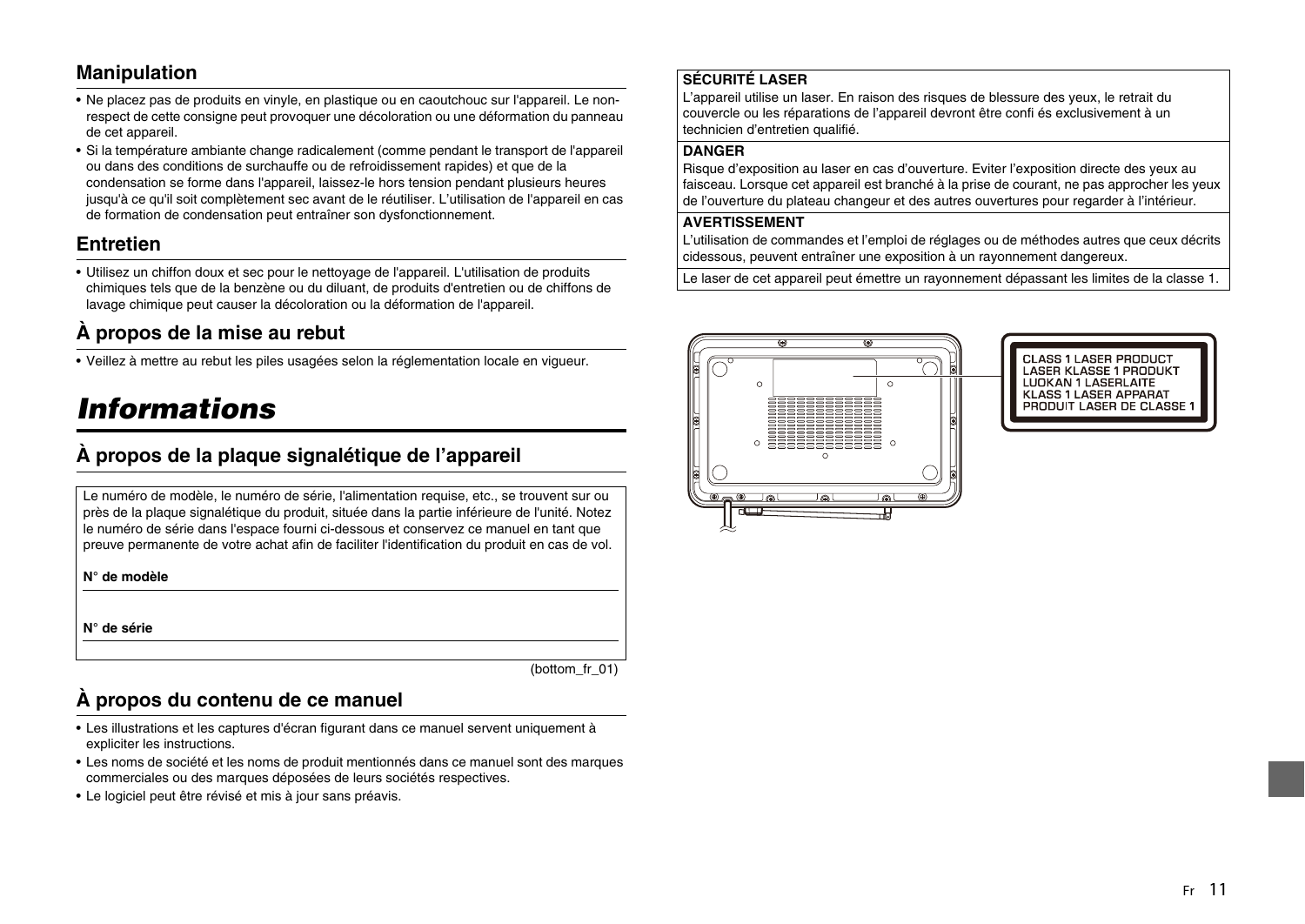## Manipulation

- Ne placez pas de produits en vinyle, en plastique ou en caoutchouc sur l'appareil. Le non-respect de cette consigne peut provoquer une décoloration ou une déformation du panneau de cet appareil.
- Si la température ambiante change radicalement (comme pendant le transport de l'appareil ou dans des conditions de surchauffe ou de refroidissement rapides) et que de la condensation se forme dans l'appareil, laissez-le hors tension pendant plusieurs heures jusqu'à ce qu'il soit complètement sec avant de le réutiliser. L'utilisation de l'appareil en cas de formation de condensation peut entraîner son dysfonctionnement.

## Entretien

- Utilisez un chiffon doux et sec pour le nettoyage de l'appareil. L'utilisation de produits chimiques tels que de la benzène ou du diluant, de produits d'entretien ou de chiffons de lavage chimique peut causer la décoloration ou la déformation de l'appareil.

## À propos de la mise au rebut

- Veillez à mettre au rebut les piles usagées selon la réglementation locale en vigueur.

# *Informations*

## À propos de la plaque signalétique de l'appareil

Le numéro de modèle, le numéro de série, l'alimentation requise, etc., se trouvent sur ou près de la plaque signalétique du produit, située dans la partie inférieure de l'unité. Notez le numéro de série dans l'espace fourni ci-dessous et conservez ce manuel en tant que preuve permanente de votre achat afin de faciliter l'identification du produit en cas de vol.

**N° de modèle**

**N° de série**

(bottom_fr_01)

## À propos du contenu de ce manuel

- Les illustrations et les captures d'écran figurant dans ce manuel servent uniquement à expliciter les instructions.
- Les noms de société et les noms de produit mentionnés dans ce manuel sont des marques commerciales ou des marques déposées de leurs sociétés respectives.
- Le logiciel peut être révisé et mis à jour sans préavis.

**SÉCURITÉ LASER**

L'appareil utilise un laser. En raison des risques de blessure des yeux, le retrait du couvercle ou les réparations de l'appareil devront être confi és exclusivement à un technicien d'entretien qualifié.

**DANGER**

Risque d'exposition au laser en cas d'ouverture. Eviter l'exposition directe des yeux au faisceau. Lorsque cet appareil est branché à la prise de courant, ne pas approcher les yeux de l'ouverture du plateau changeur et des autres ouvertures pour regarder à l'intérieur.

**AVERTISSEMENT**

L'utilisation de commandes et l'emploi de réglages ou de méthodes autres que ceux décrits cidessous, peuvent entraîner une exposition à un rayonnement dangereux.

Le laser de cet appareil peut émettre un rayonnement dépassant les limites de la classe 1.

CLASS 1 LASER PRODUCT
LASER KLASSE 1 PRODUKT
LUOKAN 1 LASERLAITE
KLASS 1 LASER APPARAT
PRODUIT LASER DE CLASSE 1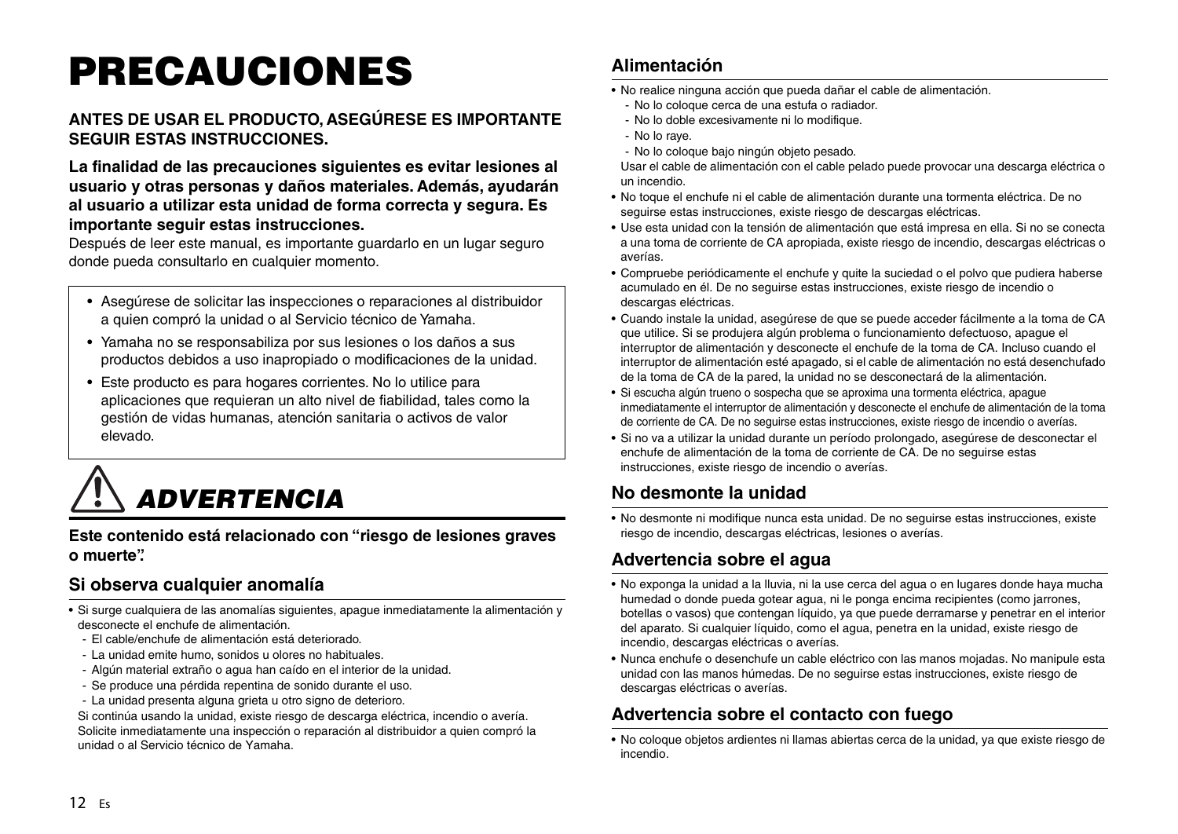# PRECAUCIONES

**ANTES DE USAR EL PRODUCTO, ASEGÚRESE ES IMPORTANTE SEGUIR ESTAS INSTRUCCIONES.**

**La finalidad de las precauciones siguientes es evitar lesiones al usuario y otras personas y daños materiales. Además, ayudarán al usuario a utilizar esta unidad de forma correcta y segura. Es importante seguir estas instrucciones.**
Después de leer este manual, es importante guardarlo en un lugar seguro donde pueda consultarlo en cualquier momento.

- Asegúrese de solicitar las inspecciones o reparaciones al distribuidor a quien compró la unidad o al Servicio técnico de Yamaha.
- Yamaha no se responsabiliza por sus lesiones o los daños a sus productos debidos a uso inapropiado o modificaciones de la unidad.
- Este producto es para hogares corrientes. No lo utilice para aplicaciones que requieran un alto nivel de fiabilidad, tales como la gestión de vidas humanas, atención sanitaria o activos de valor elevado.

## *ADVERTENCIA*

**Este contenido está relacionado con "riesgo de lesiones graves o muerte".**

### Si observa cualquier anomalía

- Si surge cualquiera de las anomalías siguientes, apague inmediatamente la alimentación y desconecte el enchufe de alimentación.
  - El cable/enchufe de alimentación está deteriorado.
  - La unidad emite humo, sonidos u olores no habituales.
  - Algún material extraño o agua han caído en el interior de la unidad.
  - Se produce una pérdida repentina de sonido durante el uso.
  - La unidad presenta alguna grieta u otro signo de deterioro.

  Si continúa usando la unidad, existe riesgo de descarga eléctrica, incendio o avería. Solicite inmediatamente una inspección o reparación al distribuidor a quien compró la unidad o al Servicio técnico de Yamaha.

### Alimentación

- No realice ninguna acción que pueda dañar el cable de alimentación.
  - No lo coloque cerca de una estufa o radiador.
  - No lo doble excesivamente ni lo modifique.
  - No lo raye.
  - No lo coloque bajo ningún objeto pesado.

  Usar el cable de alimentación con el cable pelado puede provocar una descarga eléctrica o un incendio.
- No toque el enchufe ni el cable de alimentación durante una tormenta eléctrica. De no seguirse estas instrucciones, existe riesgo de descargas eléctricas.
- Use esta unidad con la tensión de alimentación que está impresa en ella. Si no se conecta a una toma de corriente de CA apropiada, existe riesgo de incendio, descargas eléctricas o averías.
- Compruebe periódicamente el enchufe y quite la suciedad o el polvo que pudiera haberse acumulado en él. De no seguirse estas instrucciones, existe riesgo de incendio o descargas eléctricas.
- Cuando instale la unidad, asegúrese de que se puede acceder fácilmente a la toma de CA que utilice. Si se produjera algún problema o funcionamiento defectuoso, apague el interruptor de alimentación y desconecte el enchufe de la toma de CA. Incluso cuando el interruptor de alimentación esté apagado, si el cable de alimentación no está desenchufado de la toma de CA de la pared, la unidad no se desconectará de la alimentación.
- Si escucha algún trueno o sospecha que se aproxima una tormenta eléctrica, apague inmediatamente el interruptor de alimentación y desconecte el enchufe de alimentación de la toma de corriente de CA. De no seguirse estas instrucciones, existe riesgo de incendio o averías.
- Si no va a utilizar la unidad durante un período prolongado, asegúrese de desconectar el enchufe de alimentación de la toma de corriente de CA. De no seguirse estas instrucciones, existe riesgo de incendio o averías.

### No desmonte la unidad

- No desmonte ni modifique nunca esta unidad. De no seguirse estas instrucciones, existe riesgo de incendio, descargas eléctricas, lesiones o averías.

### Advertencia sobre el agua

- No exponga la unidad a la lluvia, ni la use cerca del agua o en lugares donde haya mucha humedad o donde pueda gotear agua, ni le ponga encima recipientes (como jarrones, botellas o vasos) que contengan líquido, ya que puede derramarse y penetrar en el interior del aparato. Si cualquier líquido, como el agua, penetra en la unidad, existe riesgo de incendio, descargas eléctricas o averías.
- Nunca enchufe o desenchufe un cable eléctrico con las manos mojadas. No manipule esta unidad con las manos húmedas. De no seguirse estas instrucciones, existe riesgo de descargas eléctricas o averías.

### Advertencia sobre el contacto con fuego

- No coloque objetos ardientes ni llamas abiertas cerca de la unidad, ya que existe riesgo de incendio.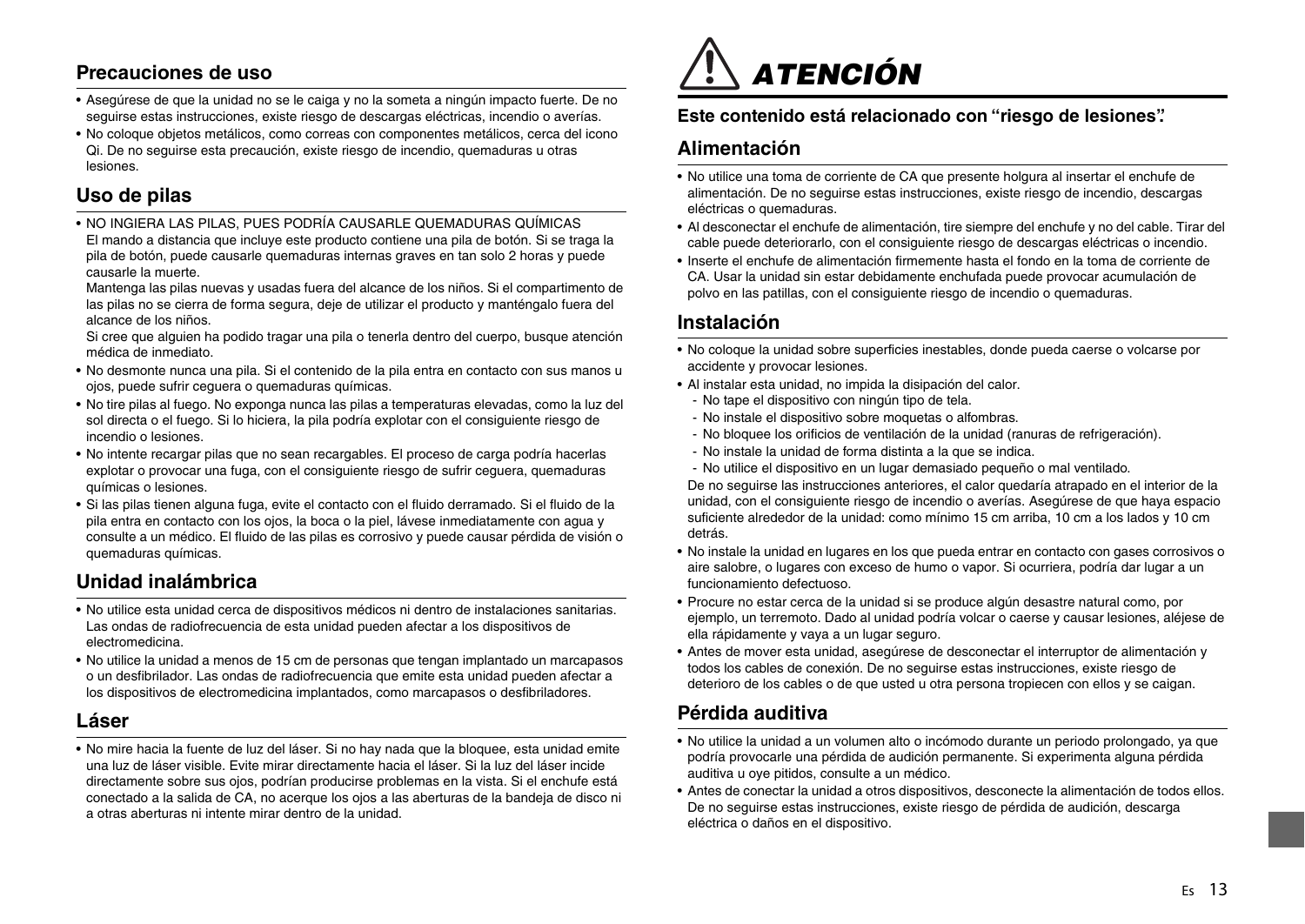## Precauciones de uso

- Asegúrese de que la unidad no se le caiga y no la someta a ningún impacto fuerte. De no seguirse estas instrucciones, existe riesgo de descargas eléctricas, incendio o averías.
- No coloque objetos metálicos, como correas con componentes metálicos, cerca del icono Qi. De no seguirse esta precaución, existe riesgo de incendio, quemaduras u otras lesiones.

## Uso de pilas

- NO INGIERA LAS PILAS, PUES PODRÍA CAUSARLE QUEMADURAS QUÍMICAS
  El mando a distancia que incluye este producto contiene una pila de botón. Si se traga la pila de botón, puede causarle quemaduras internas graves en tan solo 2 horas y puede causarle la muerte.
  Mantenga las pilas nuevas y usadas fuera del alcance de los niños. Si el compartimento de las pilas no se cierra de forma segura, deje de utilizar el producto y manténgalo fuera del alcance de los niños.
  Si cree que alguien ha podido tragar una pila o tenerla dentro del cuerpo, busque atención médica de inmediato.
- No desmonte nunca una pila. Si el contenido de la pila entra en contacto con sus manos u ojos, puede sufrir ceguera o quemaduras químicas.
- No tire pilas al fuego. No exponga nunca las pilas a temperaturas elevadas, como la luz del sol directa o el fuego. Si lo hiciera, la pila podría explotar con el consiguiente riesgo de incendio o lesiones.
- No intente recargar pilas que no sean recargables. El proceso de carga podría hacerlas explotar o provocar una fuga, con el consiguiente riesgo de sufrir ceguera, quemaduras químicas o lesiones.
- Si las pilas tienen alguna fuga, evite el contacto con el fluido derramado. Si el fluido de la pila entra en contacto con los ojos, la boca o la piel, lávese inmediatamente con agua y consulte a un médico. El fluido de las pilas es corrosivo y puede causar pérdida de visión o quemaduras químicas.

## Unidad inalámbrica

- No utilice esta unidad cerca de dispositivos médicos ni dentro de instalaciones sanitarias. Las ondas de radiofrecuencia de esta unidad pueden afectar a los dispositivos de electromedicina.
- No utilice la unidad a menos de 15 cm de personas que tengan implantado un marcapasos o un desfibrilador. Las ondas de radiofrecuencia que emite esta unidad pueden afectar a los dispositivos de electromedicina implantados, como marcapasos o desfibriladores.

## Láser

- No mire hacia la fuente de luz del láser. Si no hay nada que la bloquee, esta unidad emite una luz de láser visible. Evite mirar directamente hacia el láser. Si la luz del láser incide directamente sobre sus ojos, podrían producirse problemas en la vista. Si el enchufe está conectado a la salida de CA, no acerque los ojos a las aberturas de la bandeja de disco ni a otras aberturas ni intente mirar dentro de la unidad.

# ATENCIÓN

**Este contenido está relacionado con “riesgo de lesiones”.**

## Alimentación

- No utilice una toma de corriente de CA que presente holgura al insertar el enchufe de alimentación. De no seguirse estas instrucciones, existe riesgo de incendio, descargas eléctricas o quemaduras.
- Al desconectar el enchufe de alimentación, tire siempre del enchufe y no del cable. Tirar del cable puede deteriorarlo, con el consiguiente riesgo de descargas eléctricas o incendio.
- Inserte el enchufe de alimentación firmemente hasta el fondo en la toma de corriente de CA. Usar la unidad sin estar debidamente enchufada puede provocar acumulación de polvo en las patillas, con el consiguiente riesgo de incendio o quemaduras.

## Instalación

- No coloque la unidad sobre superficies inestables, donde pueda caerse o volcarse por accidente y provocar lesiones.
- Al instalar esta unidad, no impida la disipación del calor.
  - No tape el dispositivo con ningún tipo de tela.
  - No instale el dispositivo sobre moquetas o alfombras.
  - No bloquee los orificios de ventilación de la unidad (ranuras de refrigeración).
  - No instale la unidad de forma distinta a la que se indica.
  - No utilice el dispositivo en un lugar demasiado pequeño o mal ventilado.

  De no seguirse las instrucciones anteriores, el calor quedaría atrapado en el interior de la unidad, con el consiguiente riesgo de incendio o averías. Asegúrese de que haya espacio suficiente alrededor de la unidad: como mínimo 15 cm arriba, 10 cm a los lados y 10 cm detrás.
- No instale la unidad en lugares en los que pueda entrar en contacto con gases corrosivos o aire salobre, o lugares con exceso de humo o vapor. Si ocurriera, podría dar lugar a un funcionamiento defectuoso.
- Procure no estar cerca de la unidad si se produce algún desastre natural como, por ejemplo, un terremoto. Dado al unidad podría volcar o caerse y causar lesiones, aléjese de ella rápidamente y vaya a un lugar seguro.
- Antes de mover esta unidad, asegúrese de desconectar el interruptor de alimentación y todos los cables de conexión. De no seguirse estas instrucciones, existe riesgo de deterioro de los cables o de que usted u otra persona tropiecen con ellos y se caigan.

## Pérdida auditiva

- No utilice la unidad a un volumen alto o incómodo durante un periodo prolongado, ya que podría provocarle una pérdida de audición permanente. Si experimenta alguna pérdida auditiva u oye pitidos, consulte a un médico.
- Antes de conectar la unidad a otros dispositivos, desconecte la alimentación de todos ellos. De no seguirse estas instrucciones, existe riesgo de pérdida de audición, descarga eléctrica o daños en el dispositivo.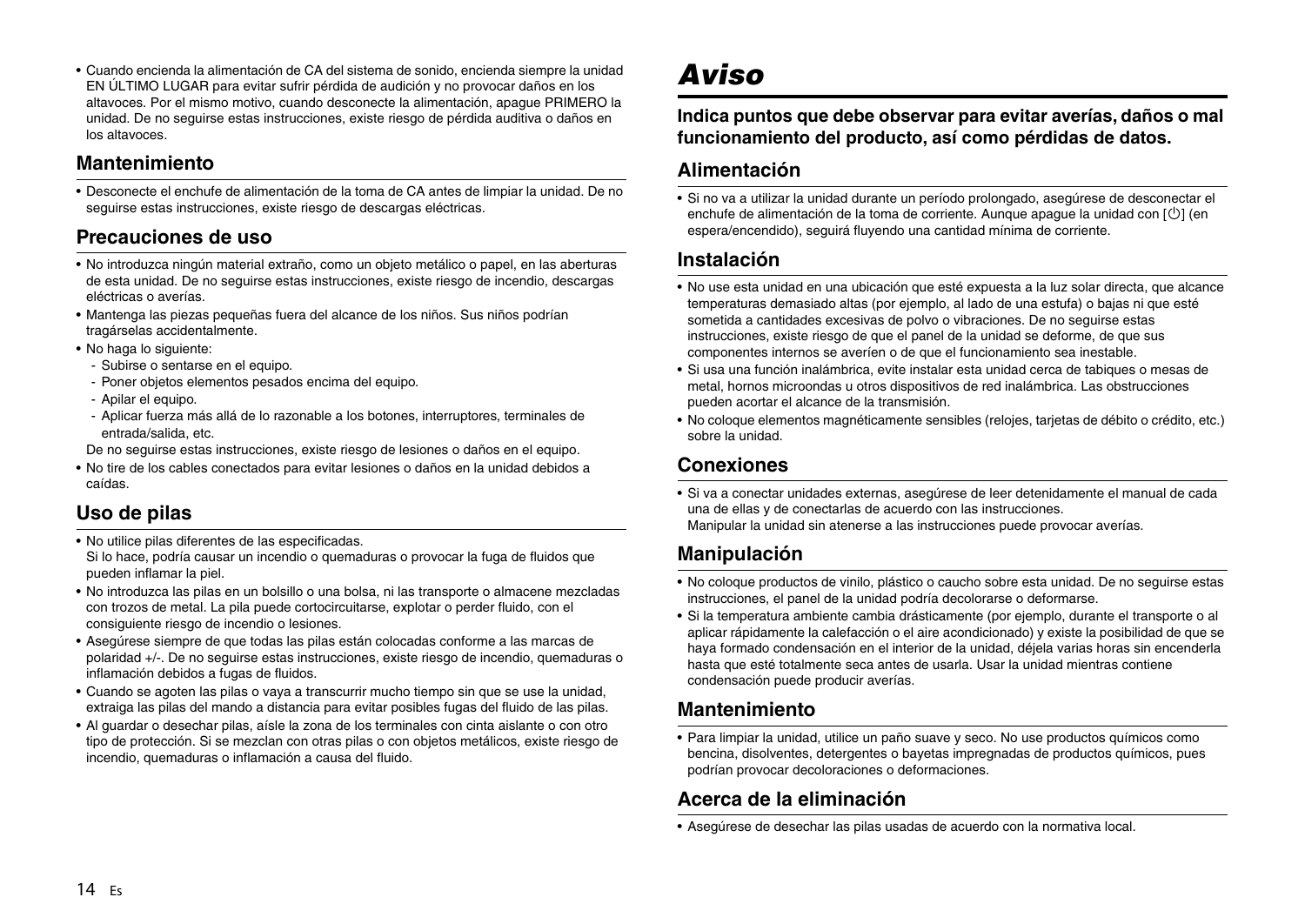- Cuando encienda la alimentación de CA del sistema de sonido, encienda siempre la unidad EN ÚLTIMO LUGAR para evitar sufrir pérdida de audición y no provocar daños en los altavoces. Por el mismo motivo, cuando desconecte la alimentación, apague PRIMERO la unidad. De no seguirse estas instrucciones, existe riesgo de pérdida auditiva o daños en los altavoces.

## Mantenimiento

- Desconecte el enchufe de alimentación de la toma de CA antes de limpiar la unidad. De no seguirse estas instrucciones, existe riesgo de descargas eléctricas.

## Precauciones de uso

- No introduzca ningún material extraño, como un objeto metálico o papel, en las aberturas de esta unidad. De no seguirse estas instrucciones, existe riesgo de incendio, descargas eléctricas o averías.
- Mantenga las piezas pequeñas fuera del alcance de los niños. Sus niños podrían tragárselas accidentalmente.
- No haga lo siguiente:
  - Subirse o sentarse en el equipo.
  - Poner objetos elementos pesados encima del equipo.
  - Apilar el equipo.
  - Aplicar fuerza más allá de lo razonable a los botones, interruptores, terminales de entrada/salida, etc.

  De no seguirse estas instrucciones, existe riesgo de lesiones o daños en el equipo.
- No tire de los cables conectados para evitar lesiones o daños en la unidad debidos a caídas.

## Uso de pilas

- No utilice pilas diferentes de las especificadas.
  Si lo hace, podría causar un incendio o quemaduras o provocar la fuga de fluidos que pueden inflamar la piel.
- No introduzca las pilas en un bolsillo o una bolsa, ni las transporte o almacene mezcladas con trozos de metal. La pila puede cortocircuitarse, explotar o perder fluido, con el consiguiente riesgo de incendio o lesiones.
- Asegúrese siempre de que todas las pilas están colocadas conforme a las marcas de polaridad +/-. De no seguirse estas instrucciones, existe riesgo de incendio, quemaduras o inflamación debidos a fugas de fluidos.
- Cuando se agoten las pilas o vaya a transcurrir mucho tiempo sin que se use la unidad, extraiga las pilas del mando a distancia para evitar posibles fugas del fluido de las pilas.
- Al guardar o desechar pilas, aísle la zona de los terminales con cinta aislante o con otro tipo de protección. Si se mezclan con otras pilas o con objetos metálicos, existe riesgo de incendio, quemaduras o inflamación a causa del fluido.

# *Aviso*

**Indica puntos que debe observar para evitar averías, daños o mal funcionamiento del producto, así como pérdidas de datos.**

## Alimentación

- Si no va a utilizar la unidad durante un período prolongado, asegúrese de desconectar el enchufe de alimentación de la toma de corriente. Aunque apague la unidad con [⏻] (en espera/encendido), seguirá fluyendo una cantidad mínima de corriente.

## Instalación

- No use esta unidad en una ubicación que esté expuesta a la luz solar directa, que alcance temperaturas demasiado altas (por ejemplo, al lado de una estufa) o bajas ni que esté sometida a cantidades excesivas de polvo o vibraciones. De no seguirse estas instrucciones, existe riesgo de que el panel de la unidad se deforme, de que sus componentes internos se averíen o de que el funcionamiento sea inestable.
- Si usa una función inalámbrica, evite instalar esta unidad cerca de tabiques o mesas de metal, hornos microondas u otros dispositivos de red inalámbrica. Las obstrucciones pueden acortar el alcance de la transmisión.
- No coloque elementos magnéticamente sensibles (relojes, tarjetas de débito o crédito, etc.) sobre la unidad.

## Conexiones

- Si va a conectar unidades externas, asegúrese de leer detenidamente el manual de cada una de ellas y de conectarlas de acuerdo con las instrucciones.
  Manipular la unidad sin atenerse a las instrucciones puede provocar averías.

## Manipulación

- No coloque productos de vinilo, plástico o caucho sobre esta unidad. De no seguirse estas instrucciones, el panel de la unidad podría decolorarse o deformarse.
- Si la temperatura ambiente cambia drásticamente (por ejemplo, durante el transporte o al aplicar rápidamente la calefacción o el aire acondicionado) y existe la posibilidad de que se haya formado condensación en el interior de la unidad, déjela varias horas sin encenderla hasta que esté totalmente seca antes de usarla. Usar la unidad mientras contiene condensación puede producir averías.

## Mantenimiento

- Para limpiar la unidad, utilice un paño suave y seco. No use productos químicos como bencina, disolventes, detergentes o bayetas impregnadas de productos químicos, pues podrían provocar decoloraciones o deformaciones.

## Acerca de la eliminación

- Asegúrese de desechar las pilas usadas de acuerdo con la normativa local.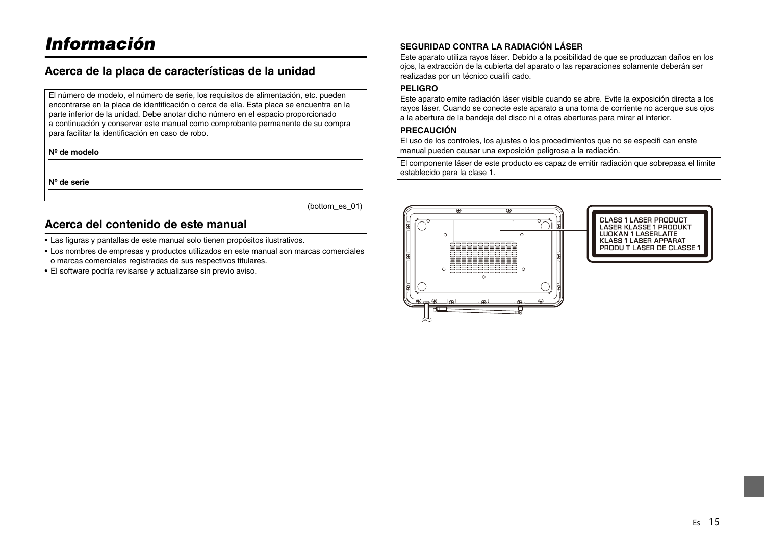# Información

## Acerca de la placa de características de la unidad

El número de modelo, el número de serie, los requisitos de alimentación, etc. pueden encontrarse en la placa de identificación o cerca de ella. Esta placa se encuentra en la parte inferior de la unidad. Debe anotar dicho número en el espacio proporcionado a continuación y conservar este manual como comprobante permanente de su compra para facilitar la identificación en caso de robo.

**Nº de modelo**

**Nº de serie**

(bottom_es_01)

## Acerca del contenido de este manual

- Las figuras y pantallas de este manual solo tienen propósitos ilustrativos.
- Los nombres de empresas y productos utilizados en este manual son marcas comerciales o marcas comerciales registradas de sus respectivos titulares.
- El software podría revisarse y actualizarse sin previo aviso.

**SEGURIDAD CONTRA LA RADIACIÓN LÁSER**

Este aparato utiliza rayos láser. Debido a la posibilidad de que se produzcan daños en los ojos, la extracción de la cubierta del aparato o las reparaciones solamente deberán ser realizadas por un técnico cualifi cado.

**PELIGRO**

Este aparato emite radiación láser visible cuando se abre. Evite la exposición directa a los rayos láser. Cuando se conecte este aparato a una toma de corriente no acerque sus ojos a la abertura de la bandeja del disco ni a otras aberturas para mirar al interior.

**PRECAUCIÓN**

El uso de los controles, los ajustes o los procedimientos que no se especifi can enste manual pueden causar una exposición peligrosa a la radiación.

El componente láser de este producto es capaz de emitir radiación que sobrepasa el límite establecido para la clase 1.

CLASS 1 LASER PRODUCT
LASER KLASSE 1 PRODUKT
LUOKAN 1 LASERLAITE
KLASS 1 LASER APPARAT
PRODUIT LASER DE CLASSE 1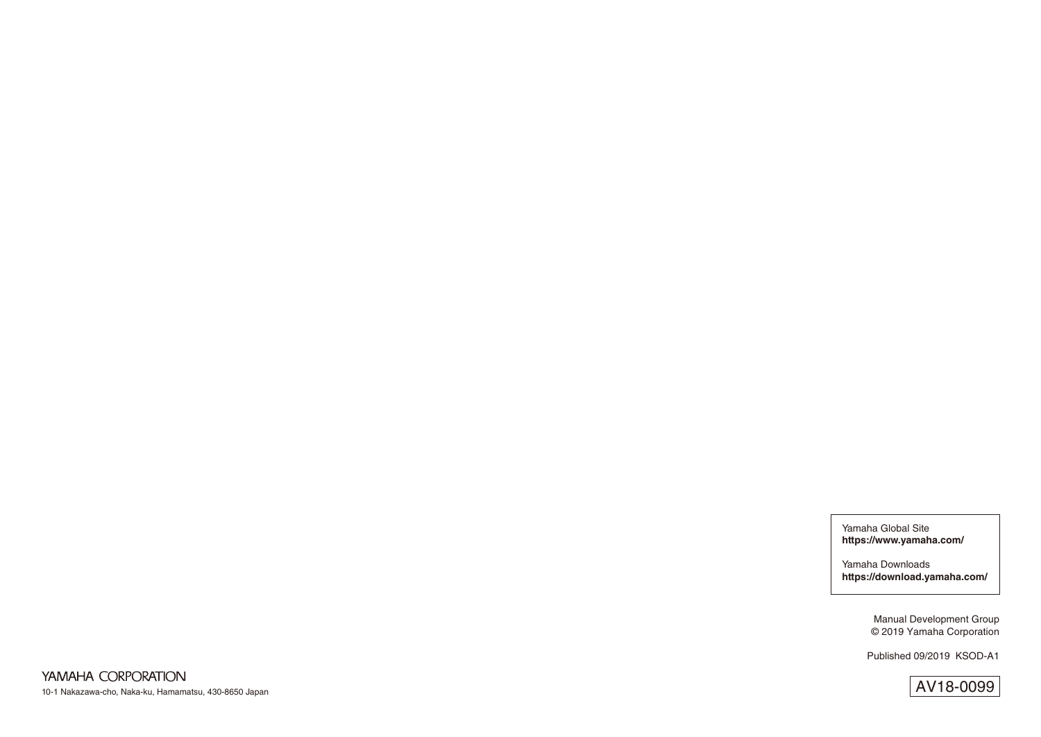Yamaha Global Site
**https://www.yamaha.com/**

Yamaha Downloads
**https://download.yamaha.com/**

Manual Development Group
© 2019 Yamaha Corporation

Published 09/2019 KSOD-A1

AV18-0099

YAMAHA CORPORATION
10-1 Nakazawa-cho, Naka-ku, Hamamatsu, 430-8650 Japan